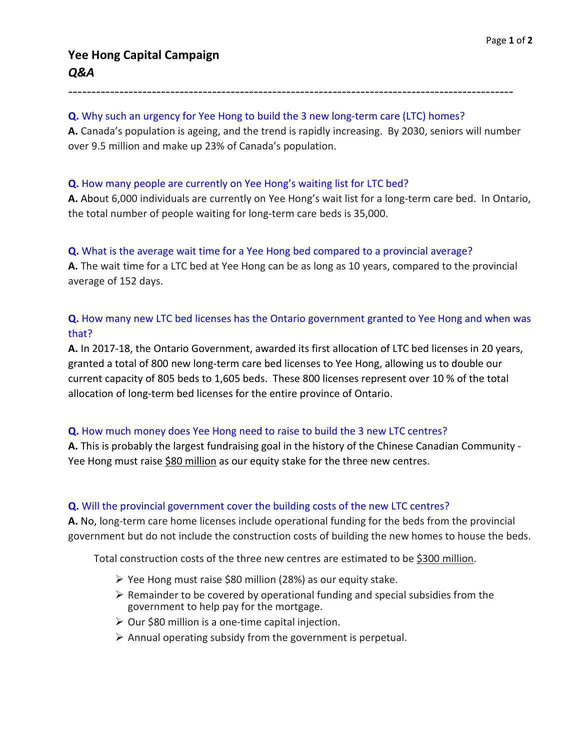# Yee Hong Capital Campaign

## *Q&A*

---

**Q.** Why such an urgency for Yee Hong to build the 3 new long-term care (LTC) homes?

**A.** Canada's population is ageing, and the trend is rapidly increasing. By 2030, seniors will number over 9.5 million and make up 23% of Canada's population.

**Q.** How many people are currently on Yee Hong's waiting list for LTC bed?

**A.** About 6,000 individuals are currently on Yee Hong's wait list for a long-term care bed. In Ontario, the total number of people waiting for long-term care beds is 35,000.

**Q.** What is the average wait time for a Yee Hong bed compared to a provincial average?

**A.** The wait time for a LTC bed at Yee Hong can be as long as 10 years, compared to the provincial average of 152 days.

**Q.** How many new LTC bed licenses has the Ontario government granted to Yee Hong and when was that?

**A.** In 2017-18, the Ontario Government, awarded its first allocation of LTC bed licenses in 20 years, granted a total of 800 new long-term care bed licenses to Yee Hong, allowing us to double our current capacity of 805 beds to 1,605 beds. These 800 licenses represent over 10 % of the total allocation of long-term bed licenses for the entire province of Ontario.

**Q.** How much money does Yee Hong need to raise to build the 3 new LTC centres?

**A.** This is probably the largest fundraising goal in the history of the Chinese Canadian Community - Yee Hong must raise $80 million as our equity stake for the three new centres.

**Q.** Will the provincial government cover the building costs of the new LTC centres?

**A.** No, long-term care home licenses include operational funding for the beds from the provincial government but do not include the construction costs of building the new homes to house the beds.

Total construction costs of the three new centres are estimated to be $300 million.

- Yee Hong must raise $80 million (28%) as our equity stake.
- Remainder to be covered by operational funding and special subsidies from the government to help pay for the mortgage.
- Our $80 million is a one-time capital injection.
- Annual operating subsidy from the government is perpetual.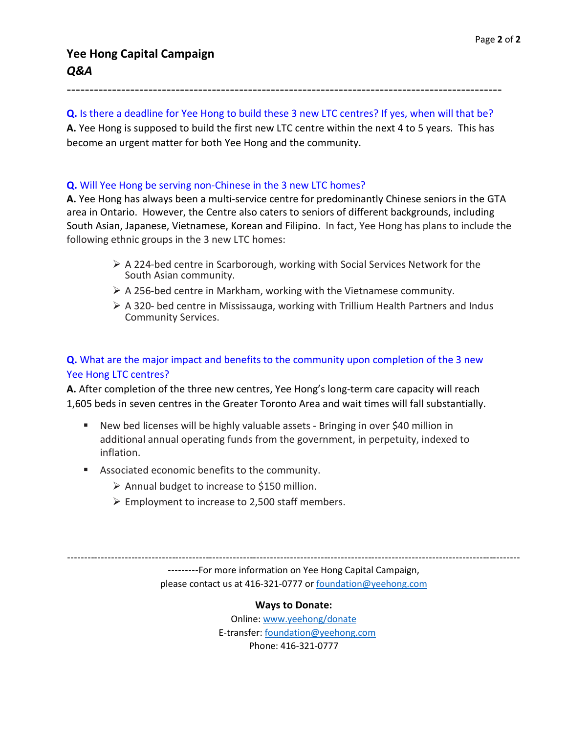## Yee Hong Capital Campaign

### *Q&A*

---

**Q.** Is there a deadline for Yee Hong to build these 3 new LTC centres? If yes, when will that be?

**A.** Yee Hong is supposed to build the first new LTC centre within the next 4 to 5 years. This has become an urgent matter for both Yee Hong and the community.

**Q.** Will Yee Hong be serving non-Chinese in the 3 new LTC homes?

**A.** Yee Hong has always been a multi-service centre for predominantly Chinese seniors in the GTA area in Ontario. However, the Centre also caters to seniors of different backgrounds, including South Asian, Japanese, Vietnamese, Korean and Filipino. In fact, Yee Hong has plans to include the following ethnic groups in the 3 new LTC homes:

- A 224-bed centre in Scarborough, working with Social Services Network for the South Asian community.
- A 256-bed centre in Markham, working with the Vietnamese community.
- A 320- bed centre in Mississauga, working with Trillium Health Partners and Indus Community Services.

**Q.** What are the major impact and benefits to the community upon completion of the 3 new Yee Hong LTC centres?

**A.** After completion of the three new centres, Yee Hong's long-term care capacity will reach 1,605 beds in seven centres in the Greater Toronto Area and wait times will fall substantially.

- New bed licenses will be highly valuable assets - Bringing in over $40 million in additional annual operating funds from the government, in perpetuity, indexed to inflation.
- Associated economic benefits to the community.
  - Annual budget to increase to $150 million.
  - Employment to increase to 2,500 staff members.

---

---------For more information on Yee Hong Capital Campaign,
please contact us at 416-321-0777 or foundation@yeehong.com

**Ways to Donate:**

Online: www.yeehong/donate
E-transfer: foundation@yeehong.com
Phone: 416-321-0777